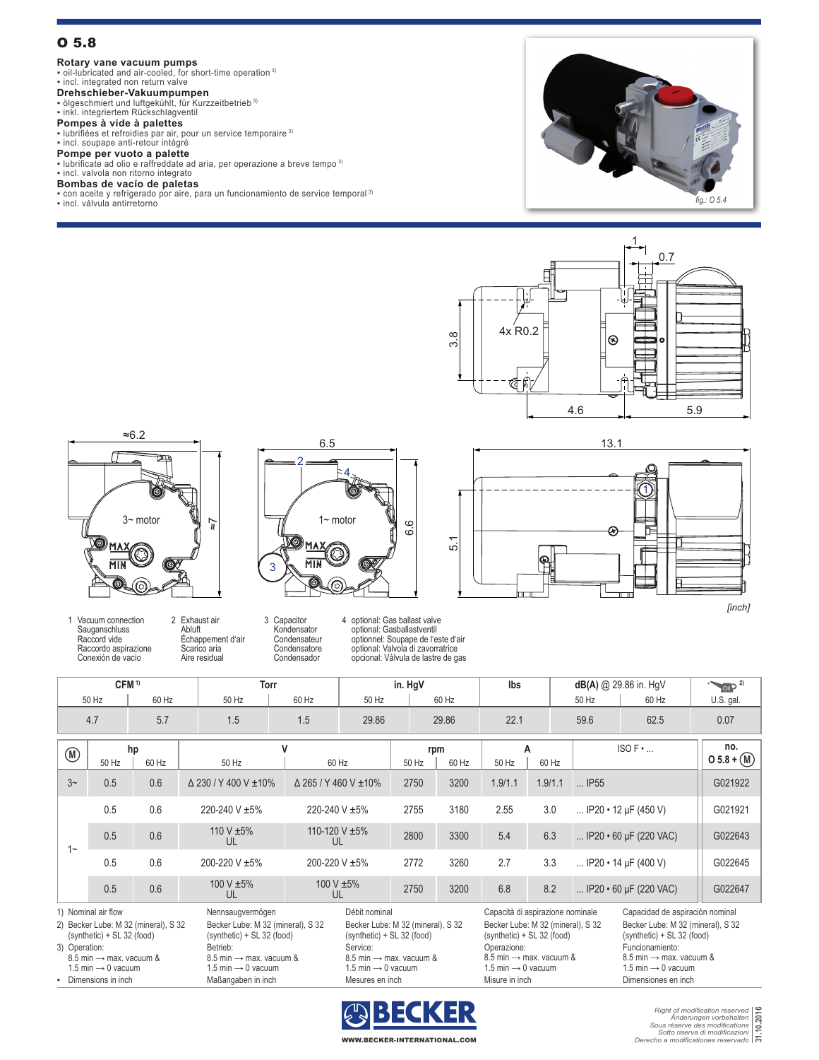# O 5.8

**Rotary vane vacuum pumps**
- oil-lubricated and air-cooled, for short-time operation [3]
- incl. integrated non return valve

**Drehschieber-Vakuumpumpen**
- ölgeschmiert und luftgekühlt, für Kurzzeitbetrieb [3]
- inkl. integriertem Rückschlagventil

**Pompes à vide à palettes**
- lubrifiées et refroidies par air, pour un service temporaire [3]
- incl. soupape anti-retour intégré

**Pompe per vuoto a palette**
- lubrificate ad olio e raffreddate ad aria, per operazione a breve tempo [3]
- incl. valvola non ritorno integrato

**Bombas de vacío de paletas**
- con aceite y refrigerado por aire, para un funcionamiento de service temporal [3]
- incl. válvula antirretorno

fig.: O 5.4

[inch]

1 Vacuum connection / Sauganschluss / Raccord vide / Raccordo aspirazione / Conexión de vacío

2 Exhaust air / Abluft / Échappement d'air / Scarico aria / Aire residual

3 Capacitor / Kondensator / Condensateur / Condensatore / Condensador

4 optional: Gas ballast valve / optional: Gasballastventil / optionnel: Soupape de l'este d'air / optional: Valvola di zavorratrice / opcional: Válvula de lastre de gas

| CFM [1] | | Torr | | in. HgV | | lbs | dB(A) @ 29.86 in. HgV | | Oil [2] |
|---|---|---|---|---|---|---|---|---|---|
| 50 Hz | 60 Hz | 50 Hz | 60 Hz | 50 Hz | 60 Hz | | 50 Hz | 60 Hz | U.S. gal. |
| 4.7 | 5.7 | 1.5 | 1.5 | 29.86 | 29.86 | 22.1 | 59.6 | 62.5 | 0.07 |

| M | hp | | V | | rpm | | A | | ISO F • ... | no. O 5.8 + (M) |
|---|---|---|---|---|---|---|---|---|---|---|
| | 50 Hz | 60 Hz | 50 Hz | 60 Hz | 50 Hz | 60 Hz | 50 Hz | 60 Hz | | |
| 3~ | 0.5 | 0.6 | Δ 230 / Y 400 V ±10% | Δ 265 / Y 460 V ±10% | 2750 | 3200 | 1.9/1.1 | 1.9/1.1 | ... IP55 | G021922 |
| 1~ | 0.5 | 0.6 | 220-240 V ±5% | 220-240 V ±5% | 2755 | 3180 | 2.55 | 3.0 | ... IP20 • 12 µF (450 V) | G021921 |
| 1~ | 0.5 | 0.6 | 110 V ±5% UL | 110-120 V ±5% UL | 2800 | 3300 | 5.4 | 6.3 | ... IP20 • 60 µF (220 VAC) | G022643 |
| 1~ | 0.5 | 0.6 | 200-220 V ±5% | 200-220 V ±5% | 2772 | 3260 | 2.7 | 3.3 | ... IP20 • 14 µF (400 V) | G022645 |
| 1~ | 0.5 | 0.6 | 100 V ±5% UL | 100 V ±5% UL | 2750 | 3200 | 6.8 | 8.2 | ... IP20 • 60 µF (220 VAC) | G022647 |

1) Nominal air flow / Nennsaugvermögen / Débit nominal / Capacità di aspirazione nominale / Capacidad de aspiración nominal

2) Becker Lube: M 32 (mineral), S 32 (synthetic) + SL 32 (food)

3) Operation: 8.5 min → max. vacuum & 1.5 min → 0 vacuum / Betrieb: 8.5 min → max. vacuum & 1.5 min → 0 vacuum / Service: 8.5 min → max. vacuum & 1.5 min → 0 vacuum / Operazione: 8.5 min → max. vacuum & 1.5 min → 0 vacuum / Funcionamiento: 8.5 min → max. vacuum & 1.5 min → 0 vacuum

- Dimensions in inch / Maßangaben in inch / Mesures en inch / Misure in inch / Dimensiones en inch

BECKER
WWW.BECKER-INTERNATIONAL.COM

Right of modification reserved / Änderungen vorbehalten / Sous réserve des modifications / Sotto riserva di modificazioni / Derecho a modificationes reservado

31.10.2016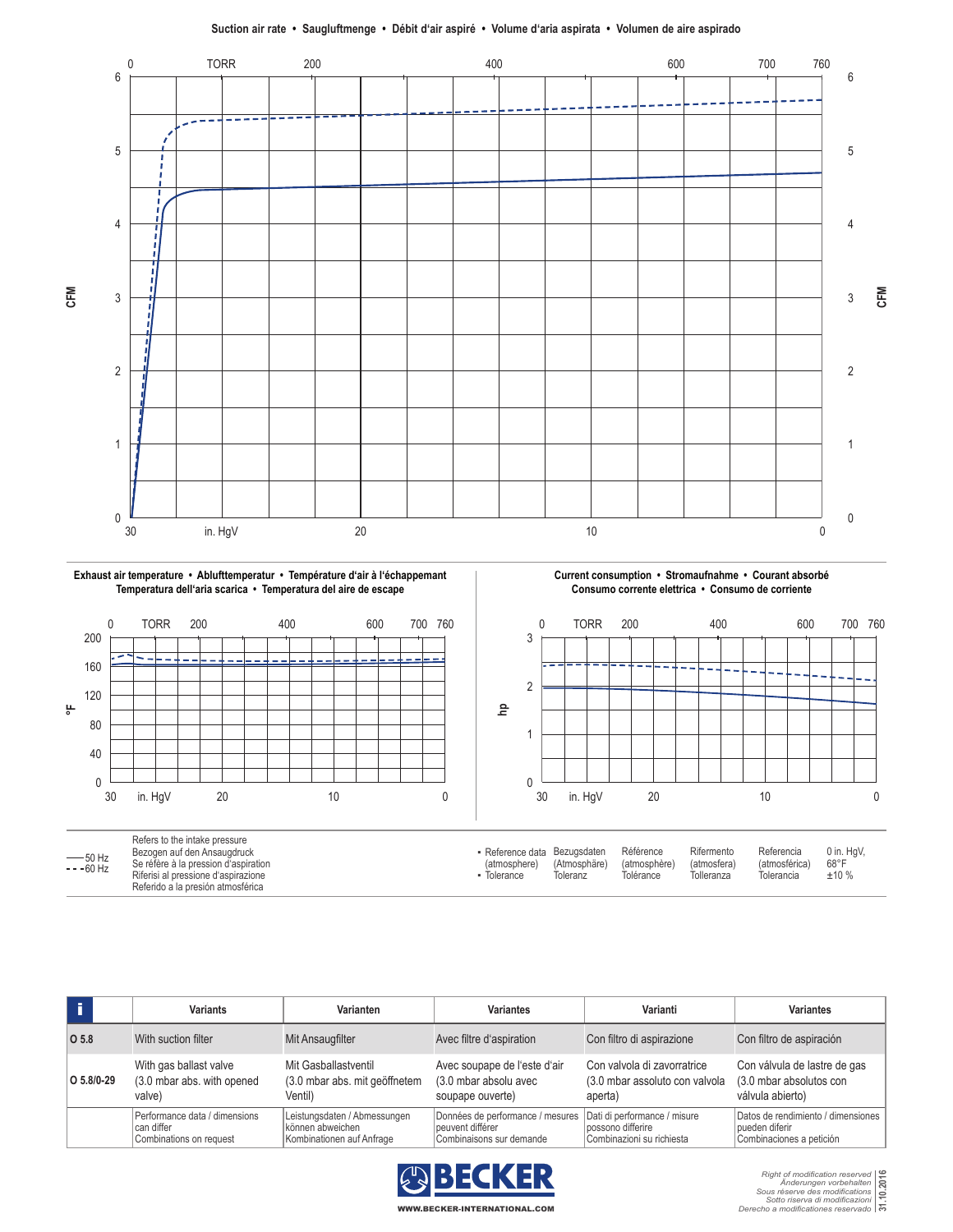**Suction air rate • Saugluftmenge • Débit d'air aspiré • Volume d'aria aspirata • Volumen de aire aspirado**

TORR: 0, 200, 400, 600, 700, 760

CFM: 0, 1, 2, 3, 4, 5, 6

in. HgV: 30, 20, 10, 0

**Exhaust air temperature • Ablufttemperatur • Température d'air à l'échappemant**
**Temperatura dell'aria scarica • Temperatura del aire de escape**

TORR: 0, 200, 400, 600, 700, 760

°F: 0, 40, 80, 120, 160, 200

in. HgV: 30, 20, 10, 0

**Current consumption • Stromaufnahme • Courant absorbé**
**Consumo corrente elettrica • Consumo de corriente**

TORR: 0, 200, 400, 600, 700, 760

hp: 0, 1, 2, 3

in. HgV: 30, 20, 10, 0

—— 50 Hz
- - - 60 Hz

Refers to the intake pressure
Bezogen auf den Ansaugdruck
Se réfère à la pression d'aspiration
Riferisi al pressione d'aspirazione
Referido a la presión atmosférica

| | | | | | |
|---|---|---|---|---|---|
| ▪ Reference data (atmosphere) | Bezugsdaten (Atmosphäre) | Référence (atmosphère) | Rifermento (atmosfera) | Referencia (atmosférica) | 0 in. HgV, 68°F |
| ▪ Tolerance | Toleranz | Tolérance | Tolleranza | Tolerancia | ±10 % |

| i | Variants | Varianten | Variantes | Varianti | Variantes |
|---|---|---|---|---|---|
| O 5.8 | With suction filter | Mit Ansaugfilter | Avec filtre d'aspiration | Con filtro di aspirazione | Con filtro de aspiración |
| O 5.8/0-29 | With gas ballast valve (3.0 mbar abs. with opened valve) | Mit Gasballastventil (3.0 mbar abs. mit geöffnetem Ventil) | Avec soupape de l'este d'air (3.0 mbar absolu avec soupape ouverte) | Con valvola di zavorratrice (3.0 mbar assoluto con valvola aperta) | Con válvula de lastre de gas (3.0 mbar absolutos con válvula abierto) |
| | Performance data / dimensions can differ<br>Combinations on request | Leistungsdaten / Abmessungen können abweichen<br>Kombinationen auf Anfrage | Données de performance / mesures peuvent différer<br>Combinaisons sur demande | Dati di performance / misure possono differire<br>Combinazioni su richiesta | Datos de rendimiento / dimensiones pueden diferir<br>Combinaciones a petición |

BECKER
WWW.BECKER-INTERNATIONAL.COM

*Right of modification reserved*
*Änderungen vorbehalten*
*Sous réserve des modifications*
*Sotto riserva di modificazioni*
*Derecho a modificaciones reservado*
31.10.2016